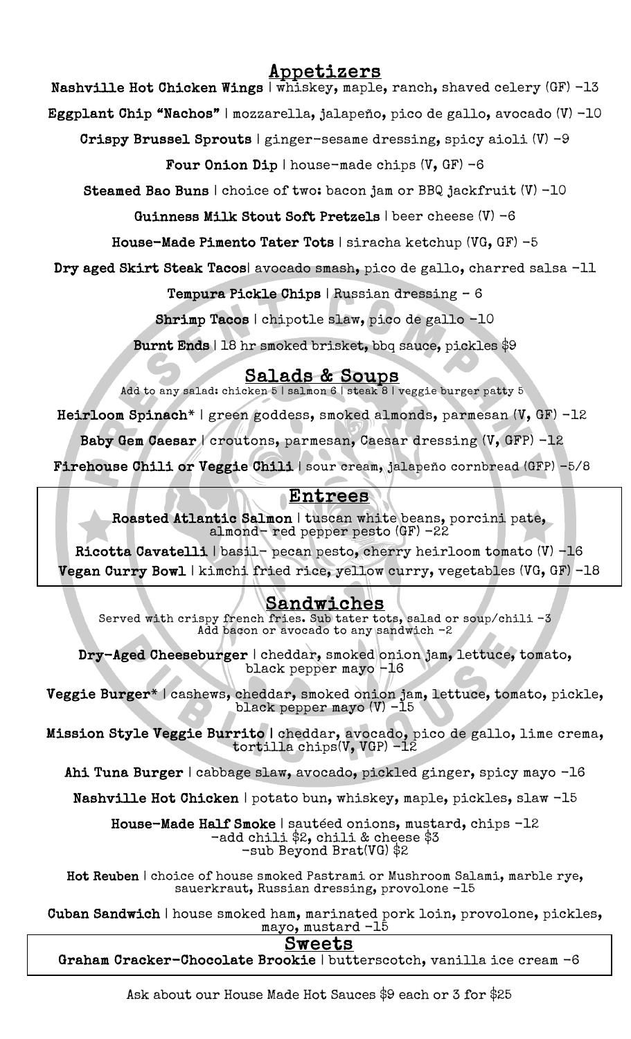## Appetizers

**Nashville Hot Chicken Wings** | whiskey, maple, ranch, shaved celery (GF) -13

**Eggplant Chip "Nachos"** | mozzarella, jalapeño, pico de gallo, avocado (V) -10

**Crispy Brussel Sprouts** | ginger-sesame dressing, spicy aioli (V) -9

**Four Onion Dip** | house-made chips (V, GF) -6

**Steamed Bao Buns** | choice of two: bacon jam or BBQ jackfruit (V) -10

**Guinness Milk Stout Soft Pretzels** | beer cheese (V) -6

**House-Made Pimento Tater Tots** | siracha ketchup (VG, GF) -5

**Dry aged Skirt Steak Tacos**| avocado smash, pico de gallo, charred salsa -11

**Tempura Pickle Chips** | Russian dressing - 6

**Shrimp Tacos** | chipotle slaw, pico de gallo -10

**Burnt Ends** | 18 hr smoked brisket, bbq sauce, pickles $9

## Salads & Soups

Add to any salad: chicken 5 | salmon 6 | steak 8 | veggie burger patty 5

**Heirloom Spinach*** | green goddess, smoked almonds, parmesan (V, GF) -12

**Baby Gem Caesar** | croutons, parmesan, Caesar dressing (V, GFP) -12

**Firehouse Chili or Veggie Chili** | sour cream, jalapeño cornbread (GFP) -5/8

## Entrees

**Roasted Atlantic Salmon** | tuscan white beans, porcini pate, almond- red pepper pesto (GF) -22

**Ricotta Cavatelli** | basil- pecan pesto, cherry heirloom tomato (V) -16

**Vegan Curry Bowl** | kimchi fried rice, yellow curry, vegetables (VG, GF) -18

## Sandwiches

Served with crispy french fries. Sub tater tots, salad or soup/chili -3
Add bacon or avocado to any sandwich -2

**Dry-Aged Cheeseburger** | cheddar, smoked onion jam, lettuce, tomato, black pepper mayo -16

**Veggie Burger*** | cashews, cheddar, smoked onion jam, lettuce, tomato, pickle, black pepper mayo (V) -15

**Mission Style Veggie Burrito** | cheddar, avocado, pico de gallo, lime crema, tortilla chips(V, VGP) -12

**Ahi Tuna Burger** | cabbage slaw, avocado, pickled ginger, spicy mayo -16

**Nashville Hot Chicken** | potato bun, whiskey, maple, pickles, slaw -15

**House-Made Half Smoke** | sautéed onions, mustard, chips -12
-add chili $2, chili & cheese $3
-sub Beyond Brat(VG) $2

**Hot Reuben** | choice of house smoked Pastrami or Mushroom Salami, marble rye, sauerkraut, Russian dressing, provolone -15

**Cuban Sandwich** | house smoked ham, marinated pork loin, provolone, pickles, mayo, mustard -15

## Sweets

**Graham Cracker-Chocolate Brookie** | butterscotch, vanilla ice cream -6

Ask about our House Made Hot Sauces $9 each or 3 for $25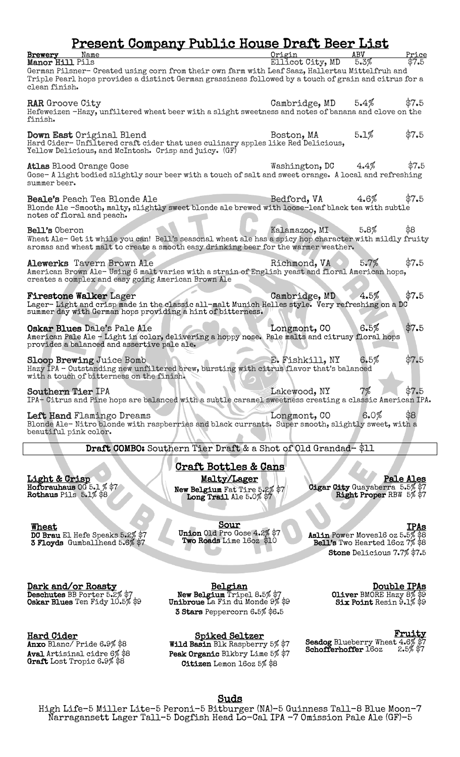# Present Company Public House Draft Beer List

| Brewery Name | Origin | ABV | Price |
|---|---|---|---|
| **Manor Hill** Pils | Ellicot City, MD | 5.3% | $7.5 |
| German Pilsner- Created using corn from their own farm with Leaf Saaz, Hallertau Mittelfruh and Triple Pearl hops provides a distinct German grassiness followed by a touch of grain and citrus for a clean finish. | | | |
| **RAR** Groove City | Cambridge, MD | 5.4% | $7.5 |
| Hefeweizen -Hazy, unfiltered wheat beer with a slight sweetness and notes of banana and clove on the finish. | | | |
| **Down East** Original Blend | Boston, MA | 5.1% | $7.5 |
| Hard Cider- Unfiltered craft cider that uses culinary apples like Red Delicious, Yellow Delicious, and McIntosh. Crisp and juicy. (GF) | | | |
| **Atlas** Blood Orange Gose | Washington, DC | 4.4% | $7.5 |
| Gose- A light bodied slightly sour beer with a touch of salt and sweet orange. A local and refreshing summer beer. | | | |
| **Beale's** Peach Tea Blonde Ale | Bedford, VA | 4.6% | $7.5 |
| Blonde Ale -Smooth, malty, slightly sweet blonde ale brewed with loose-leaf black tea with subtle notes of floral and peach. | | | |
| **Bell's** Oberon | Kalamazoo, MI | 5.8% | $8 |
| Wheat Ale- Get it while you can! Bell's seasonal wheat ale has a spicy hop character with mildly fruity aromas and wheat malt to create a smooth easy drinking beer for the warmer weather. | | | |
| **Alewerks** Tavern Brown Ale | Richmond, VA | 5.7% | $7.5 |
| American Brown Ale- Using 6 malt varies with a strain of English yeast and floral American hops, creates a complex and easy going American Brown Ale | | | |
| **Firestone Walker** Lager | Cambridge, MD | 4.5% | $7.5 |
| Lager- Light and crisp made in the classic all-malt Munich Helles style. Very refreshing on a DC summer day with German hops providing a hint of bitterness. | | | |
| **Oskar Blues** Dale's Pale Ale | Longmont, CO | 6.5% | $7.5 |
| American Pale Ale - Light in color, delivering a hoppy nose. Pale malts and citrusy floral hops provides a balanced and assertive pale ale. | | | |
| **Sloop Brewing** Juice Bomb | E. Fishkill, NY | 6.5% | $7.5 |
| Hazy IPA - Outstanding new unfiltered brew, bursting with citrus flavor that's balanced with a touch of bitterness on the finish. | | | |
| **Southern Tier** IPA | Lakewood, NY | 7% | $7.5 |
| IPA- Citrus and Pine hops are balanced with a subtle caramel sweetness creating a classic American IPA. | | | |
| **Left Hand** Flamingo Dreams | Longmont, CO | 6.0% | $8 |
| Blonde Ale- Nitro blonde with raspberries and black currants. Super smooth, slightly sweet, with a beautiful pink color. | | | |

**Draft COMBO:** Southern Tier Draft & a Shot of Old Grandad- $11

## Craft Bottles & Cans

**Light & Crisp**
- **Hofbrauhaus** OG 5.1 % $7
- **Rothaus** Pils 5.1% $8

**Malty/Lager**
- **New Belgium** Fat Tire 5.2% $7
- **Long Trail** Ale 5.0% $7

**Pale Ales**
- **Cigar City** Guayaberra 5.5% $7
- **Right Proper** RBW 5% $7

**Wheat**
- **DC Brau** El Hefe Speaks 5.2% $7
- **3 Floyds** Gumballhead 5.6% $7

**Sour**
- **Union** Old Pro Gose 4.2% $7
- **Two Roads** Lime 16oz $10

**IPAs**
- **Aslin** Power Moves16 oz 5.5% $8
- **Bell's** Two Hearted 16oz 7% $8
- **Stone** Delicious 7.7% $7.5

**Dark and/or Roasty**
- **Deschutes** BB Porter 5.2% $7
- **Oskar Blues** Ten Fidy 10.5% $9

**Belgian**
- **New Belgium** Tripel 8.5% $7
- **Unibroue** La Fin du Monde 9% $9
- **3 Stars** Peppercorn 6.5% $6.5

**Double IPAs**
- **Oliver** BMORE Hazy 8% $9
- **Six Point** Resin 9.1% $9

**Hard Cider**
- **Anxo** Blanc/ Pride 6.9% $8
- **Aval** Artisinal cidre 6% $8
- **Graft** Lost Tropic 6.9% $8

**Spiked Seltzer**
- **Wild Basin** Blk Raspberry 5% $7
- **Peak Organic** Blkbry Lime 5% $7
- **Citizen** Lemon 16oz 5% $8

**Fruity**
- **Seadog** Blueberry Wheat 4.6% $7
- **Schofferhoffer** 16oz 2.5% $7

## Suds

High Life-5 Miller Lite-5 Peroni-5 Bitburger (NA)-5 Guinness Tall-8 Blue Moon-7 Narragansett Lager Tall-5 Dogfish Head Lo-Cal IPA -7 Omission Pale Ale (GF)-5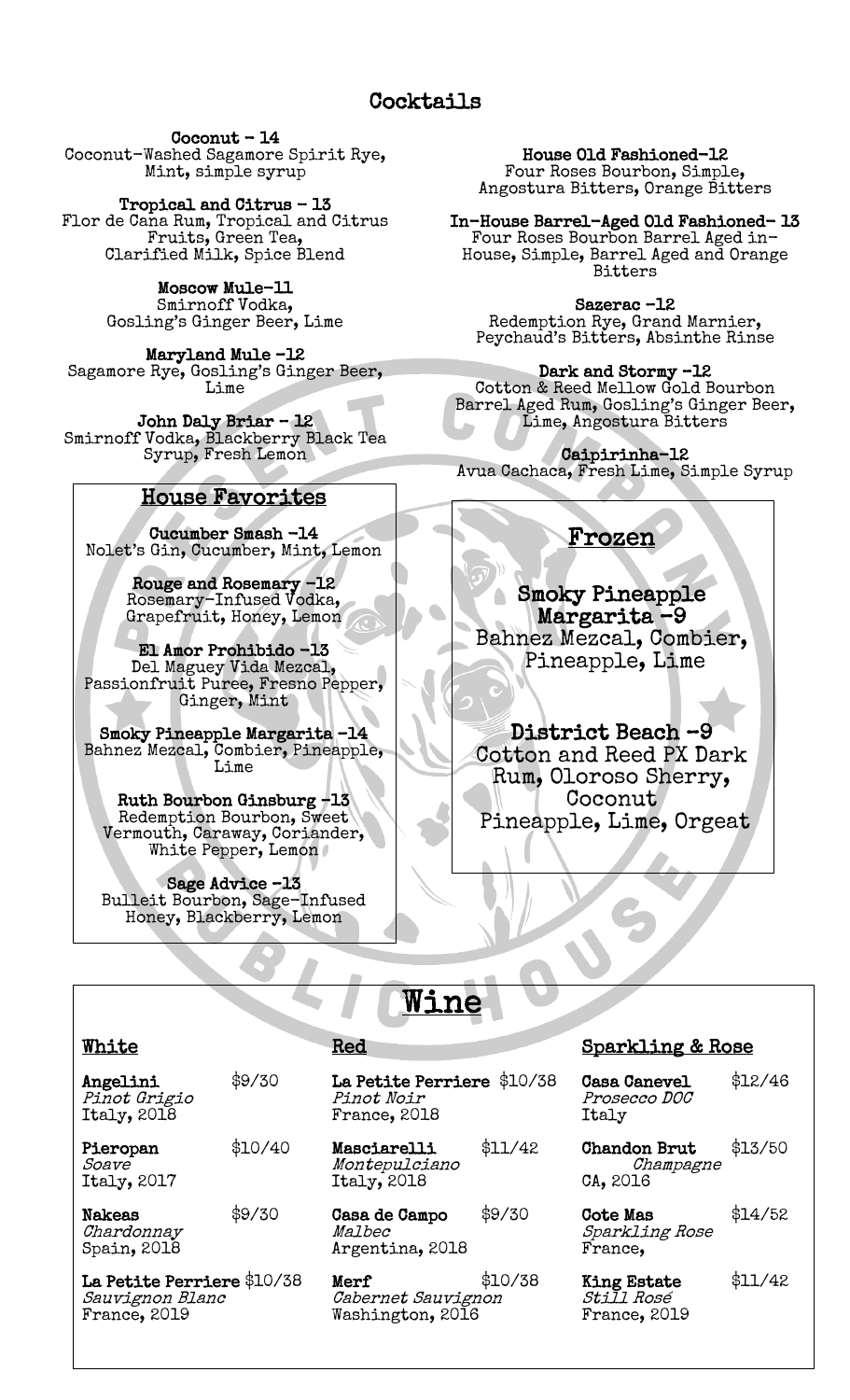# Cocktails

**Coconut - 14**
Coconut-Washed Sagamore Spirit Rye, Mint, simple syrup

**Tropical and Citrus - 13**
Flor de Cana Rum, Tropical and Citrus Fruits, Green Tea, Clarified Milk, Spice Blend

**Moscow Mule-11**
Smirnoff Vodka, Gosling's Ginger Beer, Lime

**Maryland Mule -12**
Sagamore Rye, Gosling's Ginger Beer, Lime

**John Daly Briar - 12**
Smirnoff Vodka, Blackberry Black Tea Syrup, Fresh Lemon

**House Old Fashioned-12**
Four Roses Bourbon, Simple, Angostura Bitters, Orange Bitters

**In-House Barrel-Aged Old Fashioned- 13**
Four Roses Bourbon Barrel Aged in-House, Simple, Barrel Aged and Orange Bitters

**Sazerac -12**
Redemption Rye, Grand Marnier, Peychaud's Bitters, Absinthe Rinse

**Dark and Stormy -12**
Cotton & Reed Mellow Gold Bourbon Barrel Aged Rum, Gosling's Ginger Beer, Lime, Angostura Bitters

**Caipirinha-12**
Avua Cachaca, Fresh Lime, Simple Syrup

## House Favorites

**Cucumber Smash -14**
Nolet's Gin, Cucumber, Mint, Lemon

**Rouge and Rosemary -12**
Rosemary-Infused Vodka, Grapefruit, Honey, Lemon

**El Amor Prohibido -13**
Del Maguey Vida Mezcal, Passionfruit Puree, Fresno Pepper, Ginger, Mint

**Smoky Pineapple Margarita -14**
Bahnez Mezcal, Combier, Pineapple, Lime

**Ruth Bourbon Ginsburg -13**
Redemption Bourbon, Sweet Vermouth, Caraway, Coriander, White Pepper, Lemon

**Sage Advice -13**
Bulleit Bourbon, Sage-Infused Honey, Blackberry, Lemon

## Frozen

**Smoky Pineapple Margarita -9**
Bahnez Mezcal, Combier, Pineapple, Lime

**District Beach -9**
Cotton and Reed PX Dark Rum, Oloroso Sherry, Coconut Pineapple, Lime, Orgeat

# Wine

## White

**Angelini** $9/30
*Pinot Grigio*
Italy, 2018

**Pieropan** $10/40
*Soave*
Italy, 2017

**Nakeas** $9/30
*Chardonnay*
Spain, 2018

**La Petite Perriere** $10/38
*Sauvignon Blanc*
France, 2019

## Red

**La Petite Perriere** $10/38
*Pinot Noir*
France, 2018

**Masciarelli** $11/42
*Montepulciano*
Italy, 2018

**Casa de Campo** $9/30
*Malbec*
Argentina, 2018

**Merf** $10/38
*Cabernet Sauvignon*
Washington, 2016

## Sparkling & Rose

**Casa Canevel** $12/46
*Prosecco DOC*
Italy

**Chandon Brut** $13/50
*Champagne*
CA, 2016

**Cote Mas** $14/52
*Sparkling Rose*
France,

**King Estate** $11/42
*Still Rosé*
France, 2019